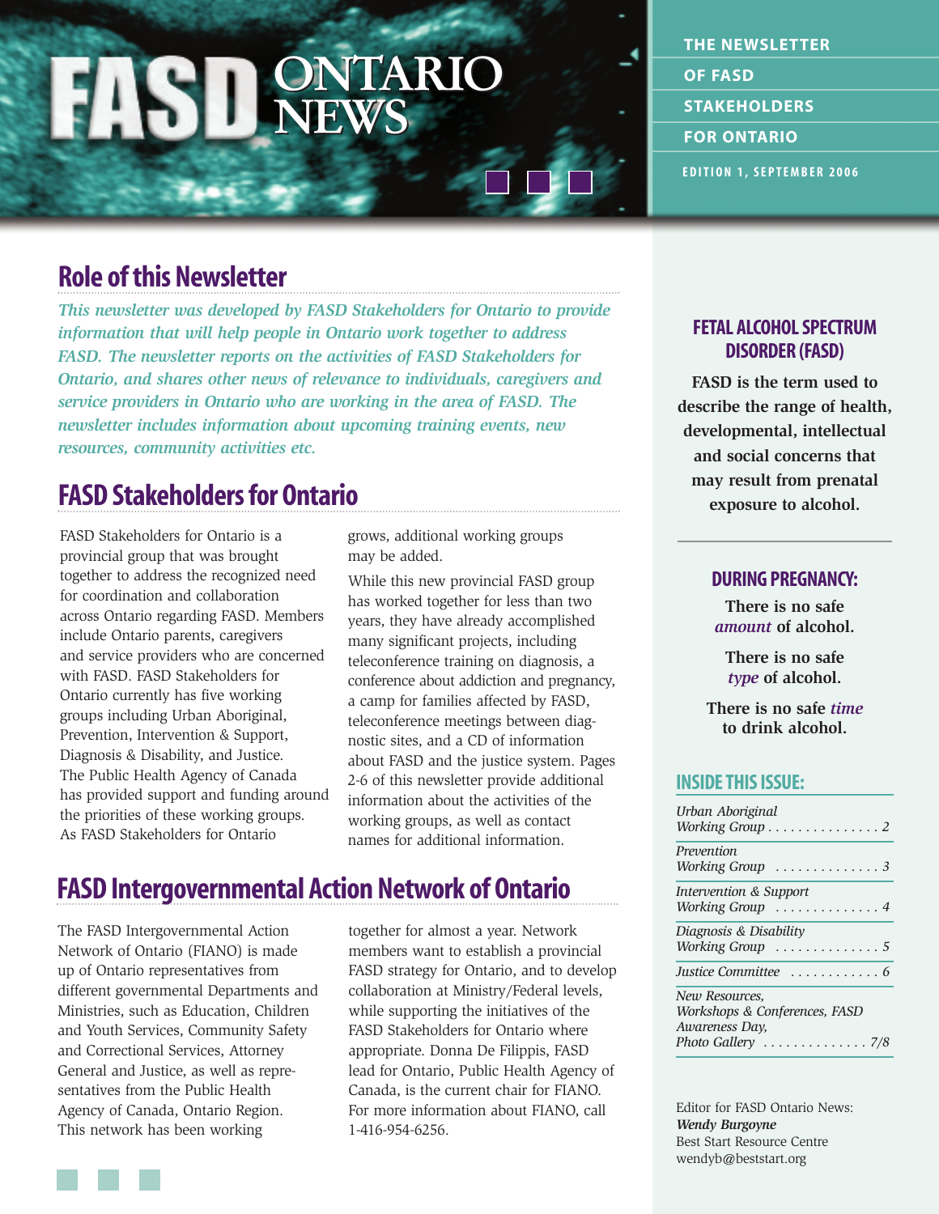# FASD ONTARIO NEWS

THE NEWSLETTER OF FASD STAKEHOLDERS FOR ONTARIO

EDITION 1, SEPTEMBER 2006

## Role of this Newsletter

*This newsletter was developed by FASD Stakeholders for Ontario to provide information that will help people in Ontario work together to address FASD. The newsletter reports on the activities of FASD Stakeholders for Ontario, and shares other news of relevance to individuals, caregivers and service providers in Ontario who are working in the area of FASD. The newsletter includes information about upcoming training events, new resources, community activities etc.*

## FASD Stakeholders for Ontario

FASD Stakeholders for Ontario is a provincial group that was brought together to address the recognized need for coordination and collaboration across Ontario regarding FASD. Members include Ontario parents, caregivers and service providers who are concerned with FASD. FASD Stakeholders for Ontario currently has five working groups including Urban Aboriginal, Prevention, Intervention & Support, Diagnosis & Disability, and Justice. The Public Health Agency of Canada has provided support and funding around the priorities of these working groups. As FASD Stakeholders for Ontario grows, additional working groups may be added.

While this new provincial FASD group has worked together for less than two years, they have already accomplished many significant projects, including teleconference training on diagnosis, a conference about addiction and pregnancy, a camp for families affected by FASD, teleconference meetings between diagnostic sites, and a CD of information about FASD and the justice system. Pages 2-6 of this newsletter provide additional information about the activities of the working groups, as well as contact names for additional information.

## FASD Intergovernmental Action Network of Ontario

The FASD Intergovernmental Action Network of Ontario (FIANO) is made up of Ontario representatives from different governmental Departments and Ministries, such as Education, Children and Youth Services, Community Safety and Correctional Services, Attorney General and Justice, as well as representatives from the Public Health Agency of Canada, Ontario Region. This network has been working together for almost a year. Network members want to establish a provincial FASD strategy for Ontario, and to develop collaboration at Ministry/Federal levels, while supporting the initiatives of the FASD Stakeholders for Ontario where appropriate. Donna De Filippis, FASD lead for Ontario, Public Health Agency of Canada, is the current chair for FIANO. For more information about FIANO, call 1-416-954-6256.

### FETAL ALCOHOL SPECTRUM DISORDER (FASD)

**FASD is the term used to describe the range of health, developmental, intellectual and social concerns that may result from prenatal exposure to alcohol.**

### DURING PREGNANCY:

**There is no safe *amount* of alcohol.**

**There is no safe *type* of alcohol.**

**There is no safe *time* to drink alcohol.**

### INSIDE THIS ISSUE:

| | |
|---|---|
| *Urban Aboriginal Working Group* | 2 |
| *Prevention Working Group* | 3 |
| *Intervention & Support Working Group* | 4 |
| *Diagnosis & Disability Working Group* | 5 |
| *Justice Committee* | 6 |
| *New Resources, Workshops & Conferences, FASD Awareness Day, Photo Gallery* | 7/8 |

Editor for FASD Ontario News:
***Wendy Burgoyne***
Best Start Resource Centre
wendyb@beststart.org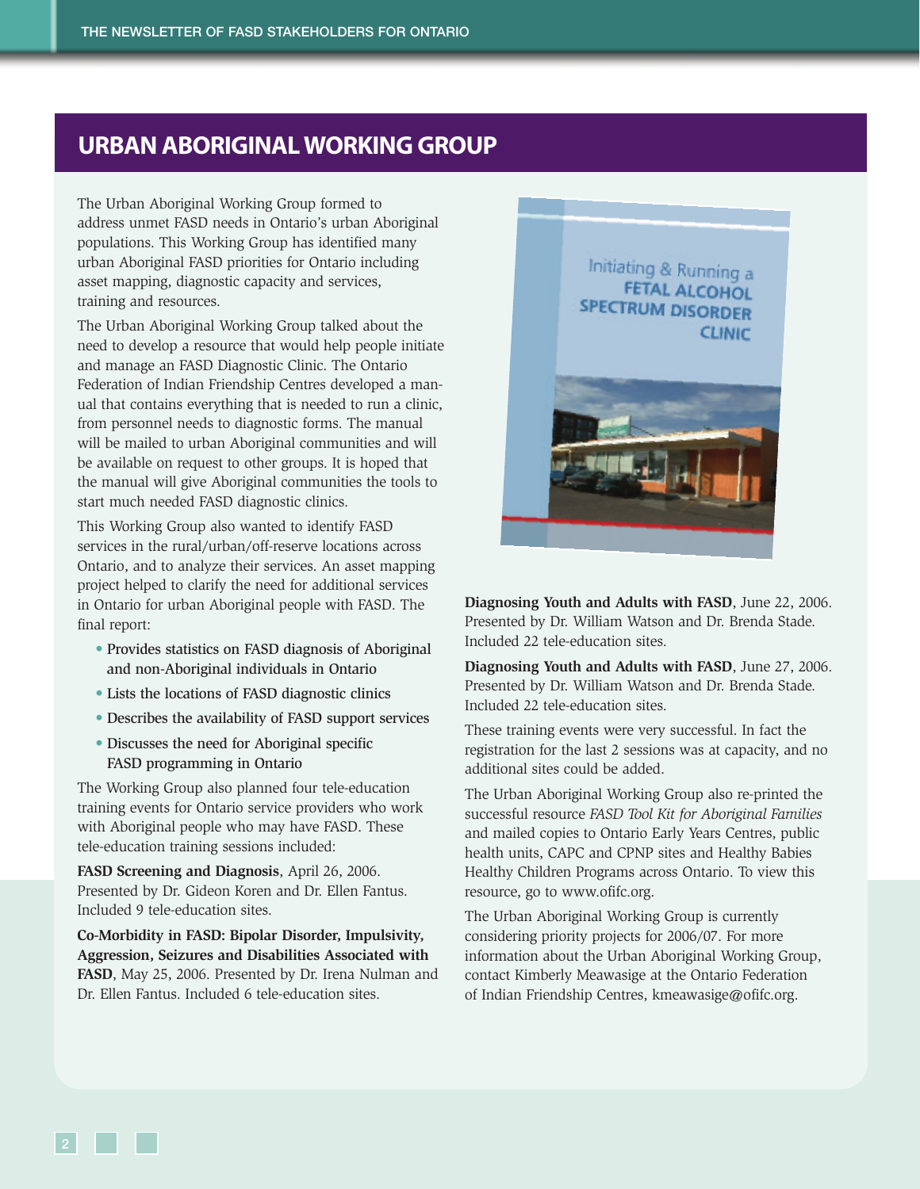## URBAN ABORIGINAL WORKING GROUP

The Urban Aboriginal Working Group formed to address unmet FASD needs in Ontario's urban Aboriginal populations. This Working Group has identified many urban Aboriginal FASD priorities for Ontario including asset mapping, diagnostic capacity and services, training and resources.

The Urban Aboriginal Working Group talked about the need to develop a resource that would help people initiate and manage an FASD Diagnostic Clinic. The Ontario Federation of Indian Friendship Centres developed a manual that contains everything that is needed to run a clinic, from personnel needs to diagnostic forms. The manual will be mailed to urban Aboriginal communities and will be available on request to other groups. It is hoped that the manual will give Aboriginal communities the tools to start much needed FASD diagnostic clinics.

This Working Group also wanted to identify FASD services in the rural/urban/off-reserve locations across Ontario, and to analyze their services. An asset mapping project helped to clarify the need for additional services in Ontario for urban Aboriginal people with FASD. The final report:

- Provides statistics on FASD diagnosis of Aboriginal and non-Aboriginal individuals in Ontario
- Lists the locations of FASD diagnostic clinics
- Describes the availability of FASD support services
- Discusses the need for Aboriginal specific FASD programming in Ontario

The Working Group also planned four tele-education training events for Ontario service providers who work with Aboriginal people who may have FASD. These tele-education training sessions included:

**FASD Screening and Diagnosis**, April 26, 2006. Presented by Dr. Gideon Koren and Dr. Ellen Fantus. Included 9 tele-education sites.

**Co-Morbidity in FASD: Bipolar Disorder, Impulsivity, Aggression, Seizures and Disabilities Associated with FASD**, May 25, 2006. Presented by Dr. Irena Nulman and Dr. Ellen Fantus. Included 6 tele-education sites.

Initiating & Running a FETAL ALCOHOL SPECTRUM DISORDER CLINIC

**Diagnosing Youth and Adults with FASD**, June 22, 2006. Presented by Dr. William Watson and Dr. Brenda Stade. Included 22 tele-education sites.

**Diagnosing Youth and Adults with FASD**, June 27, 2006. Presented by Dr. William Watson and Dr. Brenda Stade. Included 22 tele-education sites.

These training events were very successful. In fact the registration for the last 2 sessions was at capacity, and no additional sites could be added.

The Urban Aboriginal Working Group also re-printed the successful resource *FASD Tool Kit for Aboriginal Families* and mailed copies to Ontario Early Years Centres, public health units, CAPC and CPNP sites and Healthy Babies Healthy Children Programs across Ontario. To view this resource, go to www.ofifc.org.

The Urban Aboriginal Working Group is currently considering priority projects for 2006/07. For more information about the Urban Aboriginal Working Group, contact Kimberly Meawasige at the Ontario Federation of Indian Friendship Centres, kmeawasige@ofifc.org.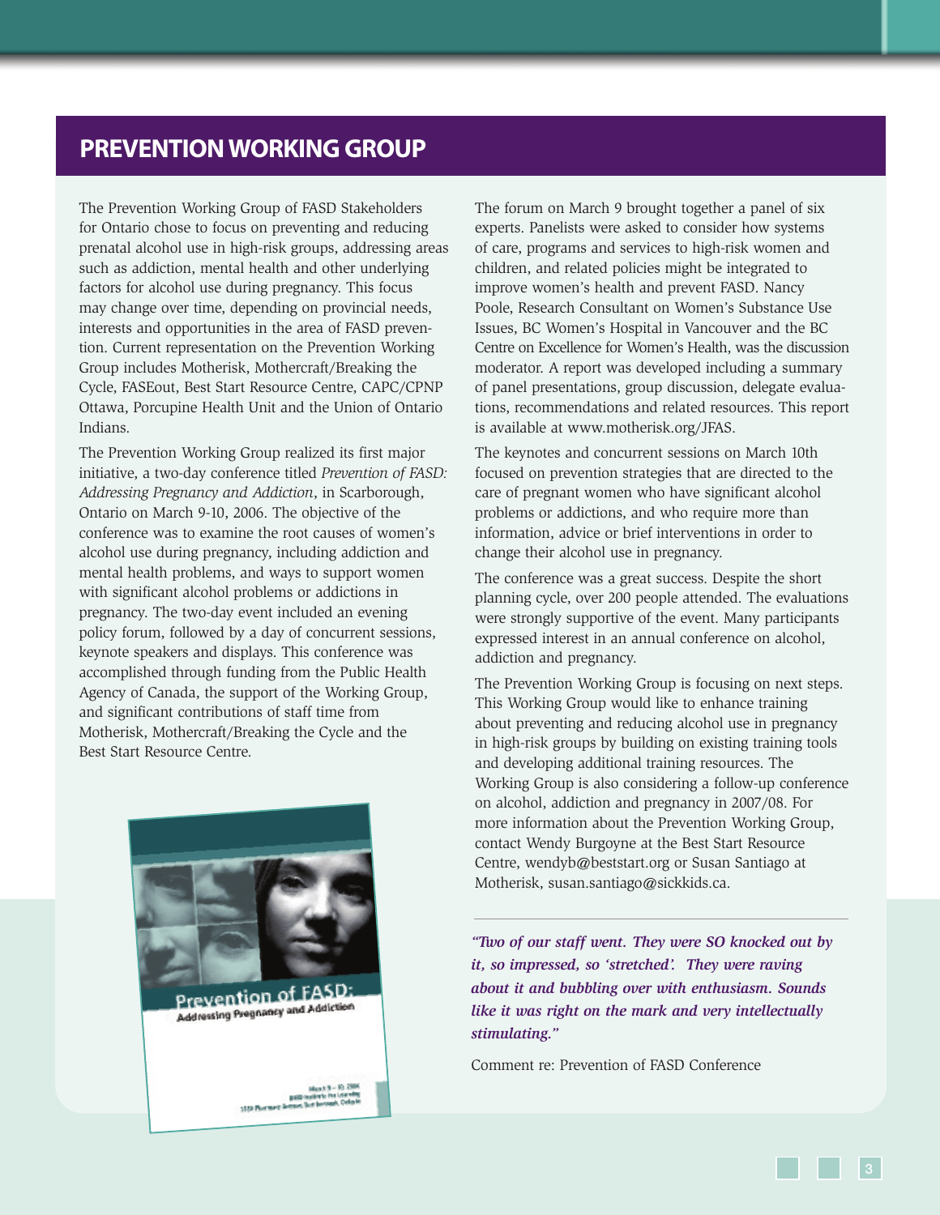## PREVENTION WORKING GROUP

The Prevention Working Group of FASD Stakeholders for Ontario chose to focus on preventing and reducing prenatal alcohol use in high-risk groups, addressing areas such as addiction, mental health and other underlying factors for alcohol use during pregnancy. This focus may change over time, depending on provincial needs, interests and opportunities in the area of FASD prevention. Current representation on the Prevention Working Group includes Motherisk, Mothercraft/Breaking the Cycle, FASEout, Best Start Resource Centre, CAPC/CPNP Ottawa, Porcupine Health Unit and the Union of Ontario Indians.

The Prevention Working Group realized its first major initiative, a two-day conference titled *Prevention of FASD: Addressing Pregnancy and Addiction*, in Scarborough, Ontario on March 9-10, 2006. The objective of the conference was to examine the root causes of women's alcohol use during pregnancy, including addiction and mental health problems, and ways to support women with significant alcohol problems or addictions in pregnancy. The two-day event included an evening policy forum, followed by a day of concurrent sessions, keynote speakers and displays. This conference was accomplished through funding from the Public Health Agency of Canada, the support of the Working Group, and significant contributions of staff time from Motherisk, Mothercraft/Breaking the Cycle and the Best Start Resource Centre.

The forum on March 9 brought together a panel of six experts. Panelists were asked to consider how systems of care, programs and services to high-risk women and children, and related policies might be integrated to improve women's health and prevent FASD. Nancy Poole, Research Consultant on Women's Substance Use Issues, BC Women's Hospital in Vancouver and the BC Centre on Excellence for Women's Health, was the discussion moderator. A report was developed including a summary of panel presentations, group discussion, delegate evaluations, recommendations and related resources. This report is available at www.motherisk.org/JFAS.

The keynotes and concurrent sessions on March 10th focused on prevention strategies that are directed to the care of pregnant women who have significant alcohol problems or addictions, and who require more than information, advice or brief interventions in order to change their alcohol use in pregnancy.

The conference was a great success. Despite the short planning cycle, over 200 people attended. The evaluations were strongly supportive of the event. Many participants expressed interest in an annual conference on alcohol, addiction and pregnancy.

The Prevention Working Group is focusing on next steps. This Working Group would like to enhance training about preventing and reducing alcohol use in pregnancy in high-risk groups by building on existing training tools and developing additional training resources. The Working Group is also considering a follow-up conference on alcohol, addiction and pregnancy in 2007/08. For more information about the Prevention Working Group, contact Wendy Burgoyne at the Best Start Resource Centre, wendyb@beststart.org or Susan Santiago at Motherisk, susan.santiago@sickkids.ca.

***"Two of our staff went. They were SO knocked out by it, so impressed, so 'stretched'. They were raving about it and bubbling over with enthusiasm. Sounds like it was right on the mark and very intellectually stimulating."***

Comment re: Prevention of FASD Conference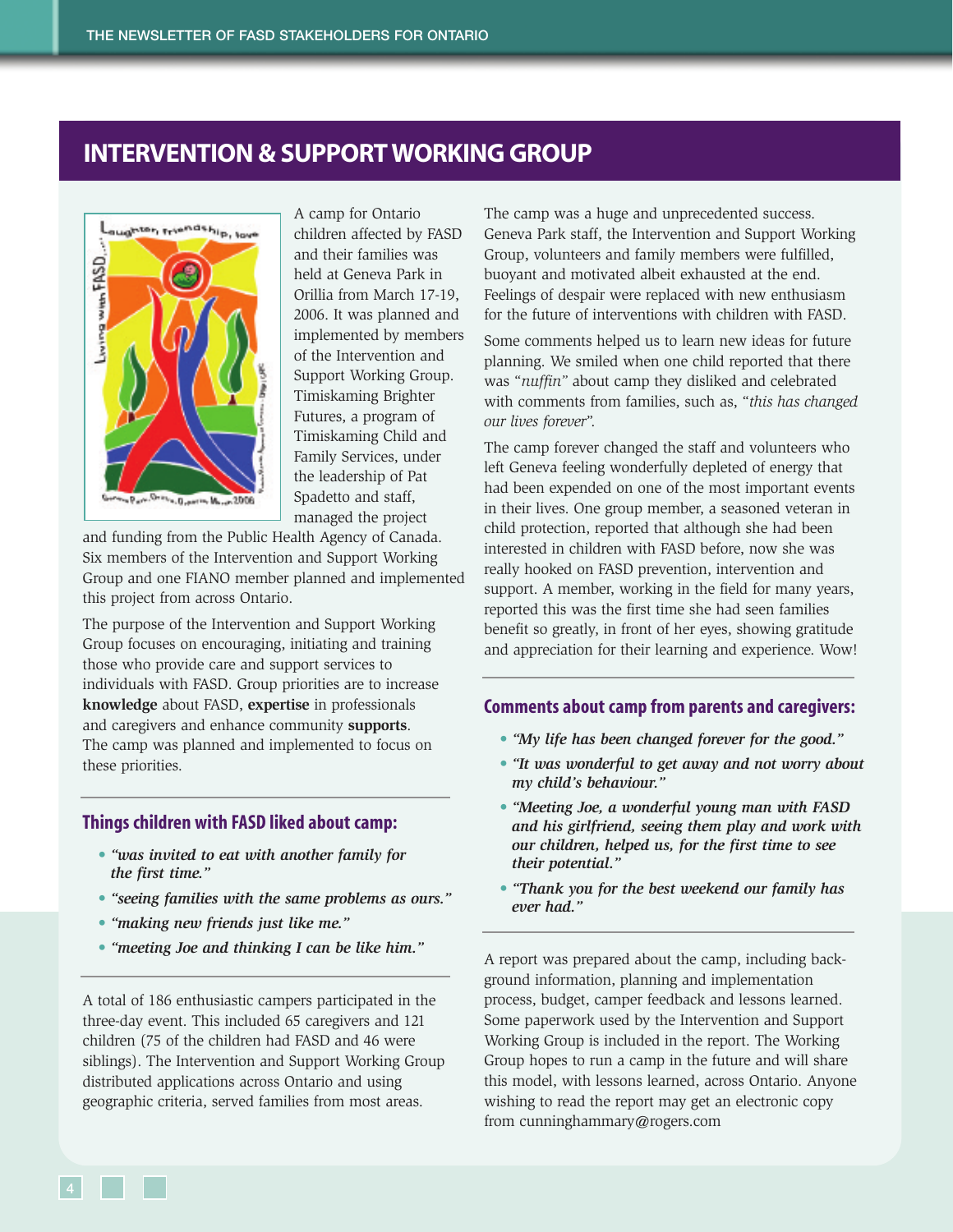## INTERVENTION & SUPPORT WORKING GROUP

A camp for Ontario children affected by FASD and their families was held at Geneva Park in Orillia from March 17-19, 2006. It was planned and implemented by members of the Intervention and Support Working Group. Timiskaming Brighter Futures, a program of Timiskaming Child and Family Services, under the leadership of Pat Spadetto and staff, managed the project and funding from the Public Health Agency of Canada. Six members of the Intervention and Support Working Group and one FIANO member planned and implemented this project from across Ontario.

The purpose of the Intervention and Support Working Group focuses on encouraging, initiating and training those who provide care and support services to individuals with FASD. Group priorities are to increase **knowledge** about FASD, **expertise** in professionals and caregivers and enhance community **supports**. The camp was planned and implemented to focus on these priorities.

### Things children with FASD liked about camp:

- *"was invited to eat with another family for the first time."*
- *"seeing families with the same problems as ours."*
- *"making new friends just like me."*
- *"meeting Joe and thinking I can be like him."*

A total of 186 enthusiastic campers participated in the three-day event. This included 65 caregivers and 121 children (75 of the children had FASD and 46 were siblings). The Intervention and Support Working Group distributed applications across Ontario and using geographic criteria, served families from most areas.

The camp was a huge and unprecedented success. Geneva Park staff, the Intervention and Support Working Group, volunteers and family members were fulfilled, buoyant and motivated albeit exhausted at the end. Feelings of despair were replaced with new enthusiasm for the future of interventions with children with FASD.

Some comments helped us to learn new ideas for future planning. We smiled when one child reported that there was "*nuffin*" about camp they disliked and celebrated with comments from families, such as, "*this has changed our lives forever*".

The camp forever changed the staff and volunteers who left Geneva feeling wonderfully depleted of energy that had been expended on one of the most important events in their lives. One group member, a seasoned veteran in child protection, reported that although she had been interested in children with FASD before, now she was really hooked on FASD prevention, intervention and support. A member, working in the field for many years, reported this was the first time she had seen families benefit so greatly, in front of her eyes, showing gratitude and appreciation for their learning and experience. Wow!

### Comments about camp from parents and caregivers:

- ***"My life has been changed forever for the good."***
- ***"It was wonderful to get away and not worry about my child's behaviour."***
- ***"Meeting Joe, a wonderful young man with FASD and his girlfriend, seeing them play and work with our children, helped us, for the first time to see their potential."***
- ***"Thank you for the best weekend our family has ever had."***

A report was prepared about the camp, including background information, planning and implementation process, budget, camper feedback and lessons learned. Some paperwork used by the Intervention and Support Working Group is included in the report. The Working Group hopes to run a camp in the future and will share this model, with lessons learned, across Ontario. Anyone wishing to read the report may get an electronic copy from cunninghammary@rogers.com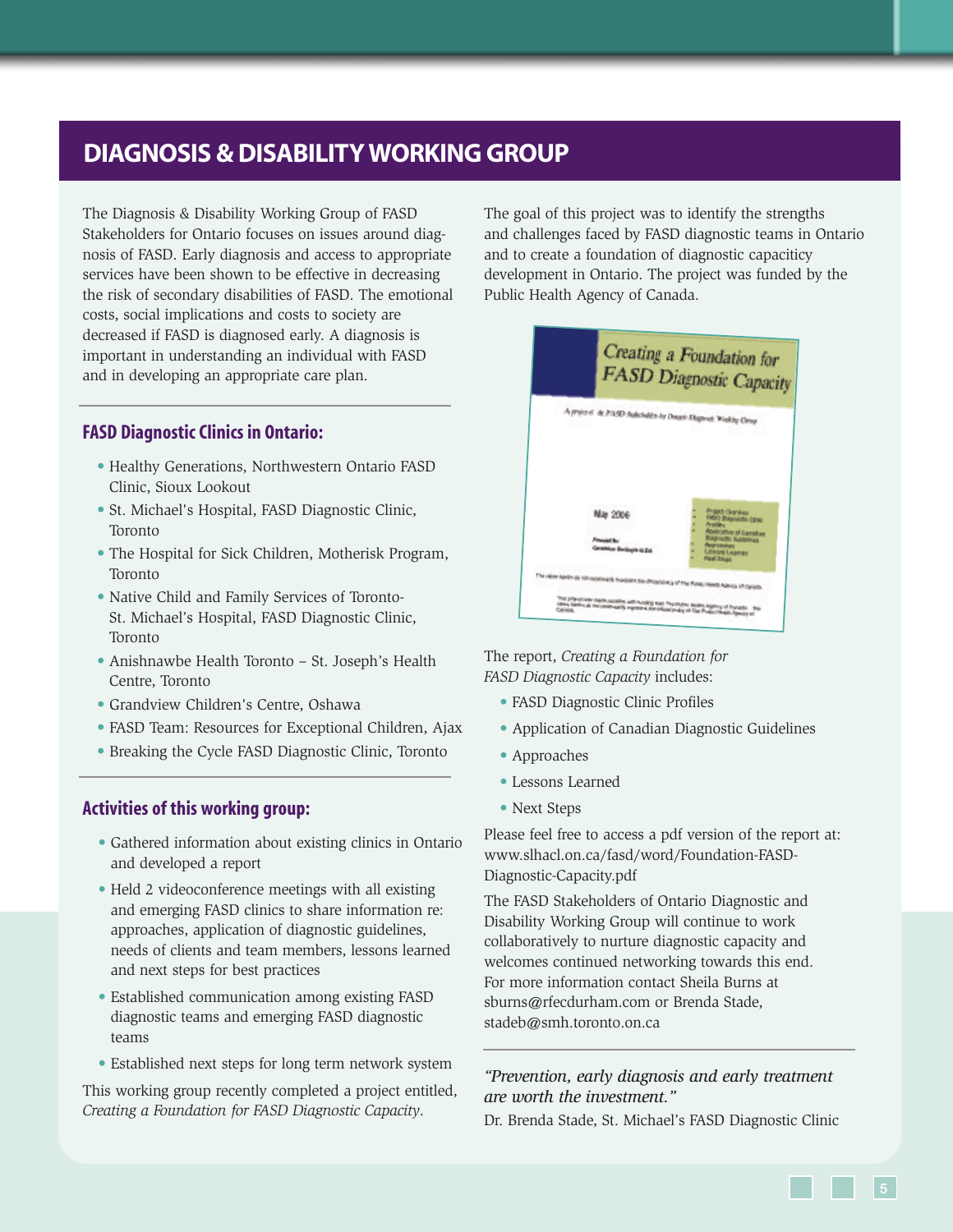# DIAGNOSIS & DISABILITY WORKING GROUP

The Diagnosis & Disability Working Group of FASD Stakeholders for Ontario focuses on issues around diagnosis of FASD. Early diagnosis and access to appropriate services have been shown to be effective in decreasing the risk of secondary disabilities of FASD. The emotional costs, social implications and costs to society are decreased if FASD is diagnosed early. A diagnosis is important in understanding an individual with FASD and in developing an appropriate care plan.

## FASD Diagnostic Clinics in Ontario:

- Healthy Generations, Northwestern Ontario FASD Clinic, Sioux Lookout
- St. Michael's Hospital, FASD Diagnostic Clinic, Toronto
- The Hospital for Sick Children, Motherisk Program, Toronto
- Native Child and Family Services of Toronto-St. Michael's Hospital, FASD Diagnostic Clinic, Toronto
- Anishnawbe Health Toronto – St. Joseph's Health Centre, Toronto
- Grandview Children's Centre, Oshawa
- FASD Team: Resources for Exceptional Children, Ajax
- Breaking the Cycle FASD Diagnostic Clinic, Toronto

## Activities of this working group:

- Gathered information about existing clinics in Ontario and developed a report
- Held 2 videoconference meetings with all existing and emerging FASD clinics to share information re: approaches, application of diagnostic guidelines, needs of clients and team members, lessons learned and next steps for best practices
- Established communication among existing FASD diagnostic teams and emerging FASD diagnostic teams
- Established next steps for long term network system

This working group recently completed a project entitled, *Creating a Foundation for FASD Diagnostic Capacity*.

The goal of this project was to identify the strengths and challenges faced by FASD diagnostic teams in Ontario and to create a foundation of diagnostic capacicity development in Ontario. The project was funded by the Public Health Agency of Canada.

The report, *Creating a Foundation for FASD Diagnostic Capacity* includes:

- FASD Diagnostic Clinic Profiles
- Application of Canadian Diagnostic Guidelines
- Approaches
- Lessons Learned
- Next Steps

Please feel free to access a pdf version of the report at: www.slhacl.on.ca/fasd/word/Foundation-FASD-Diagnostic-Capacity.pdf

The FASD Stakeholders of Ontario Diagnostic and Disability Working Group will continue to work collaboratively to nurture diagnostic capacity and welcomes continued networking towards this end. For more information contact Sheila Burns at sburns@rfecdurham.com or Brenda Stade, stadeb@smh.toronto.on.ca

*"Prevention, early diagnosis and early treatment are worth the investment."*

Dr. Brenda Stade, St. Michael's FASD Diagnostic Clinic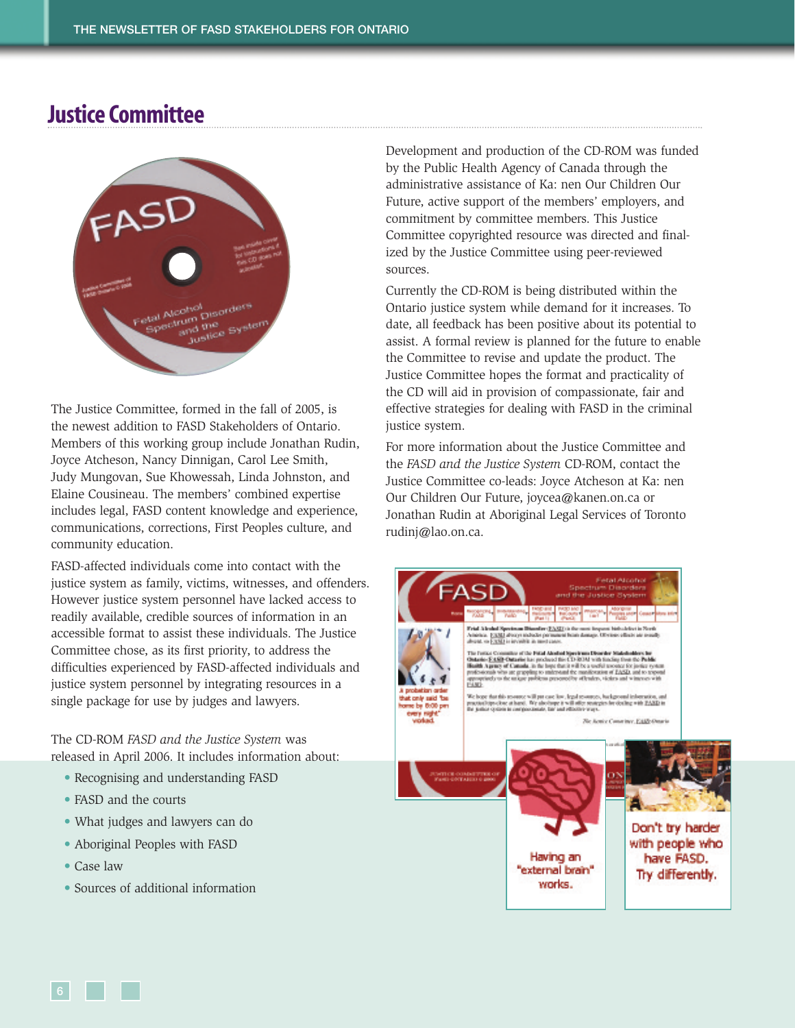## Justice Committee

The Justice Committee, formed in the fall of 2005, is the newest addition to FASD Stakeholders of Ontario. Members of this working group include Jonathan Rudin, Joyce Atcheson, Nancy Dinnigan, Carol Lee Smith, Judy Mungovan, Sue Khowessah, Linda Johnston, and Elaine Cousineau. The members' combined expertise includes legal, FASD content knowledge and experience, communications, corrections, First Peoples culture, and community education.

FASD-affected individuals come into contact with the justice system as family, victims, witnesses, and offenders. However justice system personnel have lacked access to readily available, credible sources of information in an accessible format to assist these individuals. The Justice Committee chose, as its first priority, to address the difficulties experienced by FASD-affected individuals and justice system personnel by integrating resources in a single package for use by judges and lawyers.

The CD-ROM *FASD and the Justice System* was released in April 2006. It includes information about:

- Recognising and understanding FASD
- FASD and the courts
- What judges and lawyers can do
- Aboriginal Peoples with FASD
- Case law
- Sources of additional information

Development and production of the CD-ROM was funded by the Public Health Agency of Canada through the administrative assistance of Ka: nen Our Children Our Future, active support of the members' employers, and commitment by committee members. This Justice Committee copyrighted resource was directed and finalized by the Justice Committee using peer-reviewed sources.

Currently the CD-ROM is being distributed within the Ontario justice system while demand for it increases. To date, all feedback has been positive about its potential to assist. A formal review is planned for the future to enable the Committee to revise and update the product. The Justice Committee hopes the format and practicality of the CD will aid in provision of compassionate, fair and effective strategies for dealing with FASD in the criminal justice system.

For more information about the Justice Committee and the *FASD and the Justice System* CD-ROM, contact the Justice Committee co-leads: Joyce Atcheson at Ka: nen Our Children Our Future, joycea@kanen.on.ca or Jonathan Rudin at Aboriginal Legal Services of Toronto rudinj@lao.on.ca.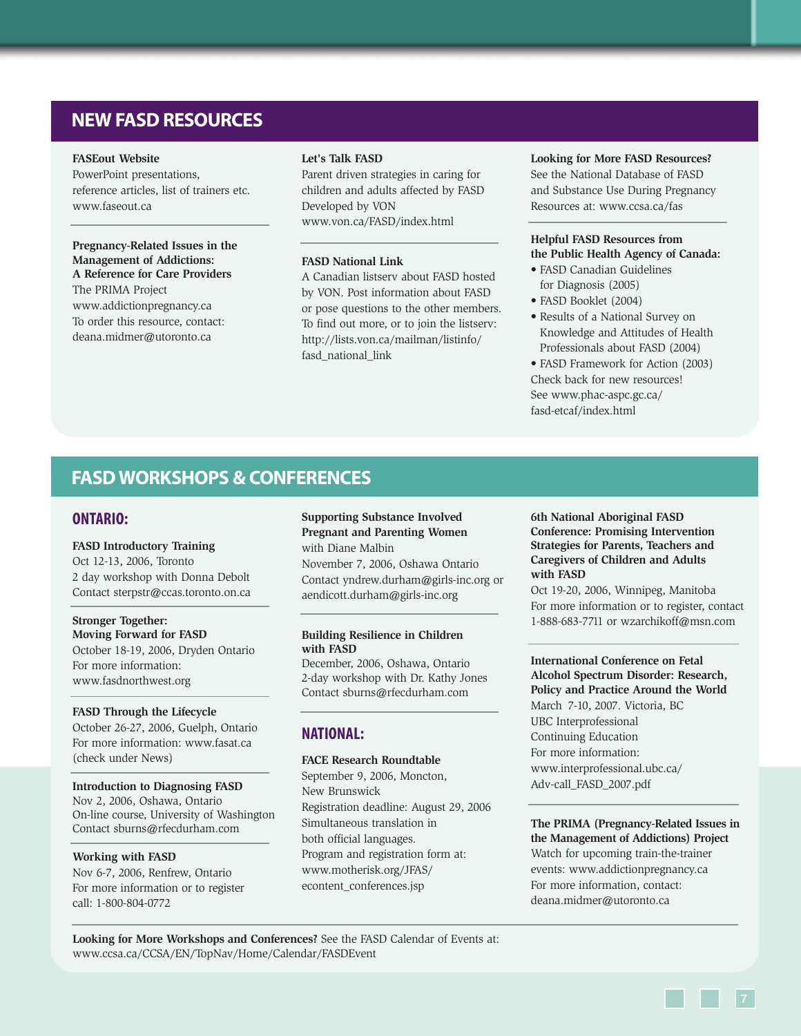## NEW FASD RESOURCES

**FASEout Website**
PowerPoint presentations, reference articles, list of trainers etc.
www.faseout.ca

**Pregnancy-Related Issues in the Management of Addictions: A Reference for Care Providers**
The PRIMA Project
www.addictionpregnancy.ca
To order this resource, contact:
deana.midmer@utoronto.ca

**Let's Talk FASD**
Parent driven strategies in caring for children and adults affected by FASD
Developed by VON
www.von.ca/FASD/index.html

**FASD National Link**
A Canadian listserv about FASD hosted by VON. Post information about FASD or pose questions to the other members. To find out more, or to join the listserv:
http://lists.von.ca/mailman/listinfo/fasd_national_link

**Looking for More FASD Resources?**
See the National Database of FASD and Substance Use During Pregnancy Resources at: www.ccsa.ca/fas

**Helpful FASD Resources from the Public Health Agency of Canada:**

- FASD Canadian Guidelines for Diagnosis (2005)
- FASD Booklet (2004)
- Results of a National Survey on Knowledge and Attitudes of Health Professionals about FASD (2004)
- FASD Framework for Action (2003)

Check back for new resources!
See www.phac-aspc.gc.ca/fasd-etcaf/index.html

## FASD WORKSHOPS & CONFERENCES

### ONTARIO:

**FASD Introductory Training**
Oct 12-13, 2006, Toronto
2 day workshop with Donna Debolt
Contact sterpstr@ccas.toronto.on.ca

**Stronger Together: Moving Forward for FASD**
October 18-19, 2006, Dryden Ontario
For more information:
www.fasdnorthwest.org

**FASD Through the Lifecycle**
October 26-27, 2006, Guelph, Ontario
For more information: www.fasat.ca (check under News)

**Introduction to Diagnosing FASD**
Nov 2, 2006, Oshawa, Ontario
On-line course, University of Washington
Contact sburns@rfecdurham.com

**Working with FASD**
Nov 6-7, 2006, Renfrew, Ontario
For more information or to register call: 1-800-804-0772

**Supporting Substance Involved Pregnant and Parenting Women**
with Diane Malbin
November 7, 2006, Oshawa Ontario
Contact yndrew.durham@girls-inc.org or aendicott.durham@girls-inc.org

**Building Resilience in Children with FASD**
December, 2006, Oshawa, Ontario
2-day workshop with Dr. Kathy Jones
Contact sburns@rfecdurham.com

### NATIONAL:

**FACE Research Roundtable**
September 9, 2006, Moncton, New Brunswick
Registration deadline: August 29, 2006
Simultaneous translation in both official languages.
Program and registration form at:
www.motherisk.org/JFAS/econtent_conferences.jsp

**6th National Aboriginal FASD Conference: Promising Intervention Strategies for Parents, Teachers and Caregivers of Children and Adults with FASD**
Oct 19-20, 2006, Winnipeg, Manitoba
For more information or to register, contact 1-888-683-7711 or wzarchikoff@msn.com

**International Conference on Fetal Alcohol Spectrum Disorder: Research, Policy and Practice Around the World**
March 7-10, 2007. Victoria, BC
UBC Interprofessional Continuing Education
For more information:
www.interprofessional.ubc.ca/Adv-call_FASD_2007.pdf

**The PRIMA (Pregnancy-Related Issues in the Management of Addictions) Project**
Watch for upcoming train-the-trainer events: www.addictionpregnancy.ca
For more information, contact:
deana.midmer@utoronto.ca

**Looking for More Workshops and Conferences?** See the FASD Calendar of Events at:
www.ccsa.ca/CCSA/EN/TopNav/Home/Calendar/FASDEvent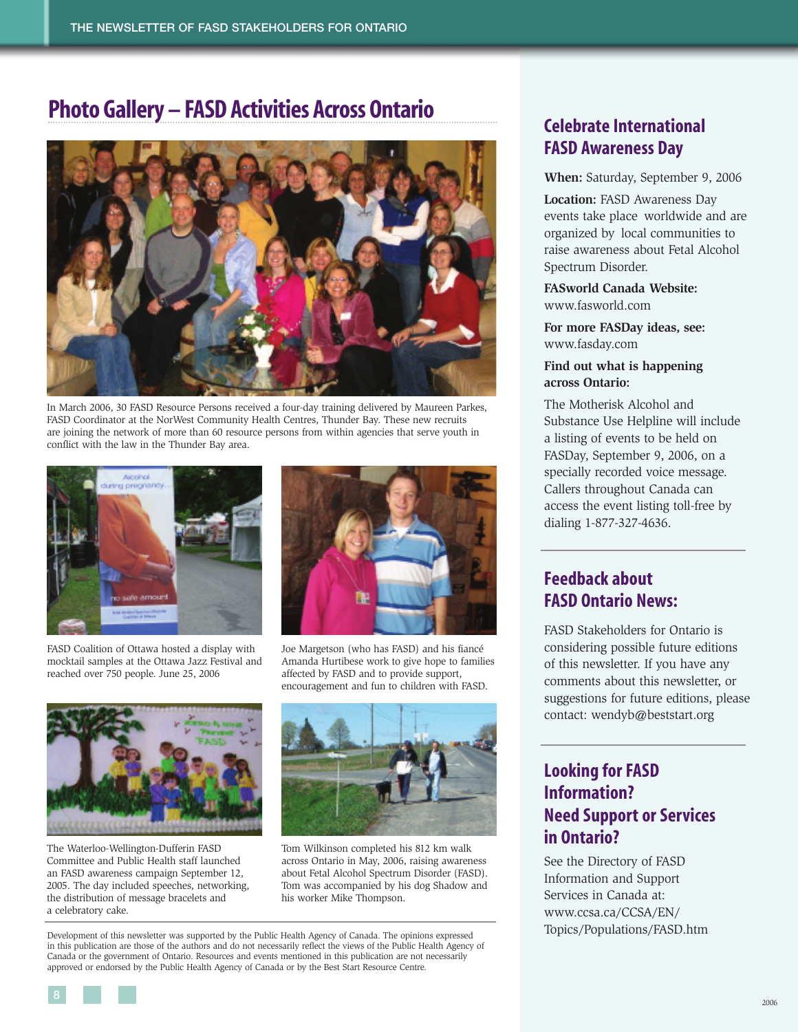## Photo Gallery – FASD Activities Across Ontario

In March 2006, 30 FASD Resource Persons received a four-day training delivered by Maureen Parkes, FASD Coordinator at the NorWest Community Health Centres, Thunder Bay. These new recruits are joining the network of more than 60 resource persons from within agencies that serve youth in conflict with the law in the Thunder Bay area.

FASD Coalition of Ottawa hosted a display with mocktail samples at the Ottawa Jazz Festival and reached over 750 people. June 25, 2006

Joe Margetson (who has FASD) and his fiancé Amanda Hurtibese work to give hope to families affected by FASD and to provide support, encouragement and fun to children with FASD.

The Waterloo-Wellington-Dufferin FASD Committee and Public Health staff launched an FASD awareness campaign September 12, 2005. The day included speeches, networking, the distribution of message bracelets and a celebratory cake.

Tom Wilkinson completed his 812 km walk across Ontario in May, 2006, raising awareness about Fetal Alcohol Spectrum Disorder (FASD). Tom was accompanied by his dog Shadow and his worker Mike Thompson.

Development of this newsletter was supported by the Public Health Agency of Canada. The opinions expressed in this publication are those of the authors and do not necessarily reflect the views of the Public Health Agency of Canada or the government of Ontario. Resources and events mentioned in this publication are not necessarily approved or endorsed by the Public Health Agency of Canada or by the Best Start Resource Centre.

## Celebrate International FASD Awareness Day

**When:** Saturday, September 9, 2006

**Location:** FASD Awareness Day events take place worldwide and are organized by local communities to raise awareness about Fetal Alcohol Spectrum Disorder.

**FASworld Canada Website:** www.fasworld.com

**For more FASDay ideas, see:** www.fasday.com

**Find out what is happening across Ontario:**

The Motherisk Alcohol and Substance Use Helpline will include a listing of events to be held on FASDay, September 9, 2006, on a specially recorded voice message. Callers throughout Canada can access the event listing toll-free by dialing 1-877-327-4636.

## Feedback about FASD Ontario News:

FASD Stakeholders for Ontario is considering possible future editions of this newsletter. If you have any comments about this newsletter, or suggestions for future editions, please contact: wendyb@beststart.org

## Looking for FASD Information? Need Support or Services in Ontario?

See the Directory of FASD Information and Support Services in Canada at: www.ccsa.ca/CCSA/EN/Topics/Populations/FASD.htm